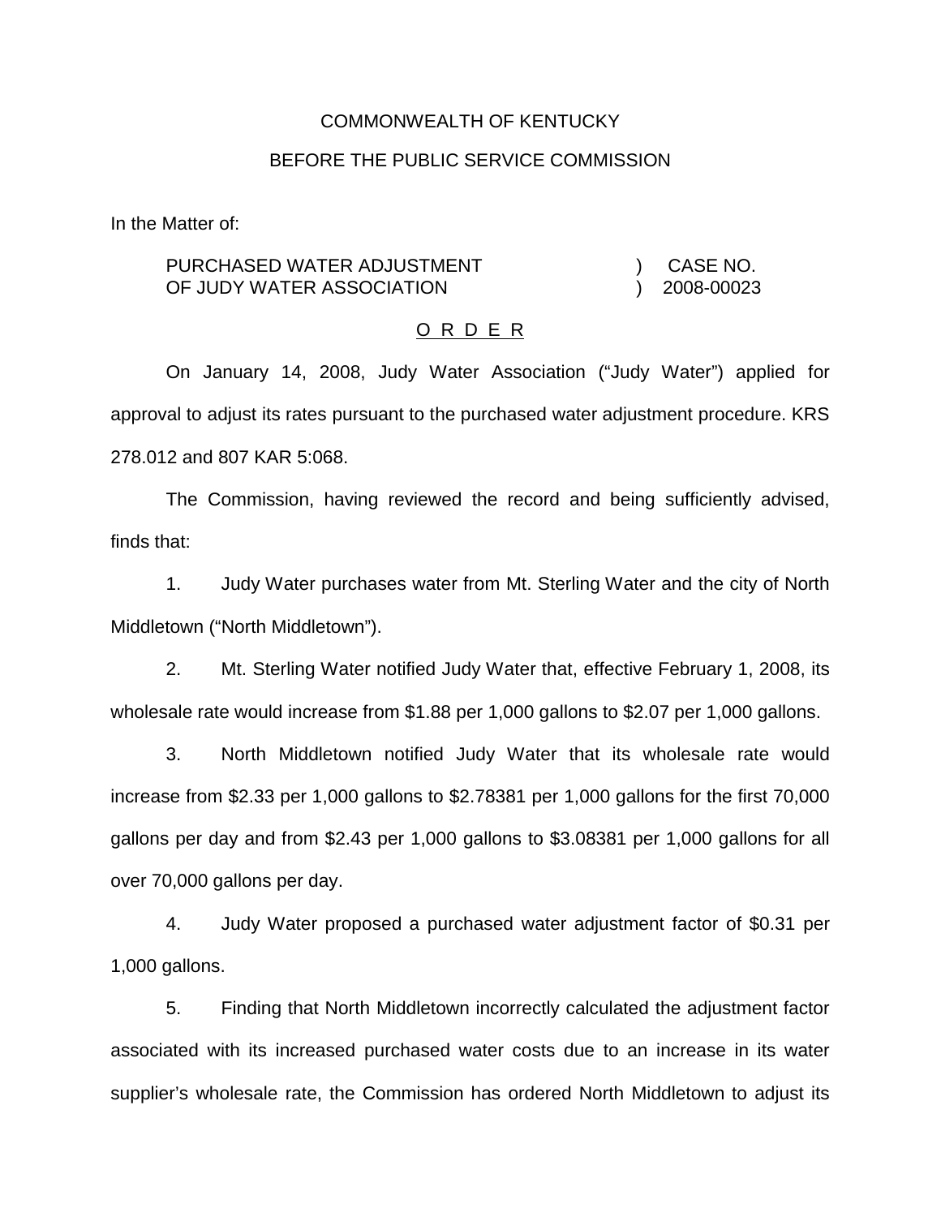COMMONWEALTH OF KENTUCKY

BEFORE THE PUBLIC SERVICE COMMISSION

In the Matter of:

PURCHASED WATER ADJUSTMENT OF JUDY WATER ASSOCIATION ) CASE NO. 2008-00023

O R D E R

On January 14, 2008, Judy Water Association ("Judy Water") applied for approval to adjust its rates pursuant to the purchased water adjustment procedure. KRS 278.012 and 807 KAR 5:068.

The Commission, having reviewed the record and being sufficiently advised, finds that:

1. Judy Water purchases water from Mt. Sterling Water and the city of North Middletown ("North Middletown").

2. Mt. Sterling Water notified Judy Water that, effective February 1, 2008, its wholesale rate would increase from $1.88 per 1,000 gallons to $2.07 per 1,000 gallons.

3. North Middletown notified Judy Water that its wholesale rate would increase from $2.33 per 1,000 gallons to $2.78381 per 1,000 gallons for the first 70,000 gallons per day and from $2.43 per 1,000 gallons to $3.08381 per 1,000 gallons for all over 70,000 gallons per day.

4. Judy Water proposed a purchased water adjustment factor of $0.31 per 1,000 gallons.

5. Finding that North Middletown incorrectly calculated the adjustment factor associated with its increased purchased water costs due to an increase in its water supplier's wholesale rate, the Commission has ordered North Middletown to adjust its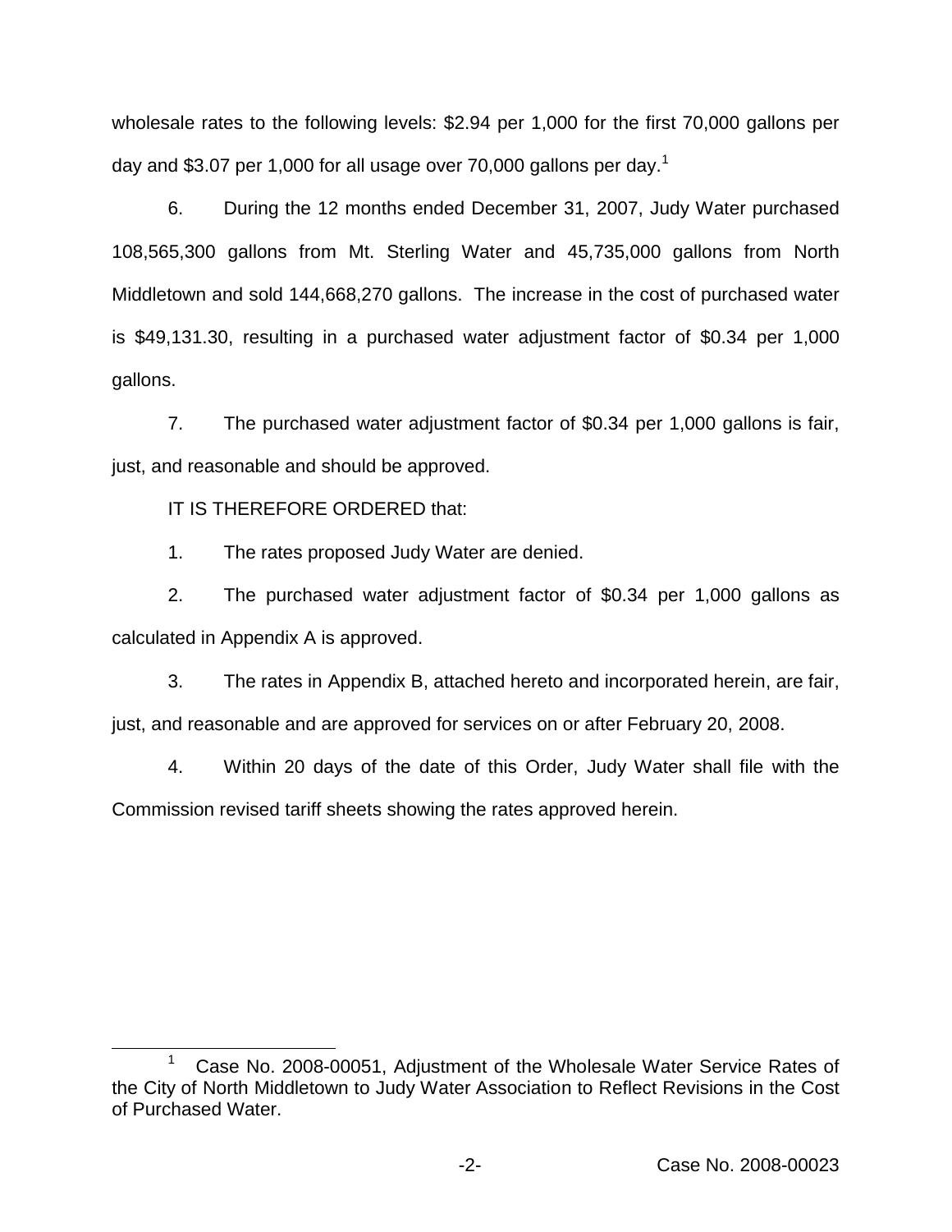wholesale rates to the following levels: $2.94 per 1,000 for the first 70,000 gallons per day and $3.07 per 1,000 for all usage over 70,000 gallons per day.[1]

6. During the 12 months ended December 31, 2007, Judy Water purchased 108,565,300 gallons from Mt. Sterling Water and 45,735,000 gallons from North Middletown and sold 144,668,270 gallons. The increase in the cost of purchased water is $49,131.30, resulting in a purchased water adjustment factor of $0.34 per 1,000 gallons.

7. The purchased water adjustment factor of $0.34 per 1,000 gallons is fair, just, and reasonable and should be approved.

IT IS THEREFORE ORDERED that:

1. The rates proposed Judy Water are denied.

2. The purchased water adjustment factor of $0.34 per 1,000 gallons as calculated in Appendix A is approved.

3. The rates in Appendix B, attached hereto and incorporated herein, are fair, just, and reasonable and are approved for services on or after February 20, 2008.

4. Within 20 days of the date of this Order, Judy Water shall file with the Commission revised tariff sheets showing the rates approved herein.

---

[1] Case No. 2008-00051, Adjustment of the Wholesale Water Service Rates of the City of North Middletown to Judy Water Association to Reflect Revisions in the Cost of Purchased Water.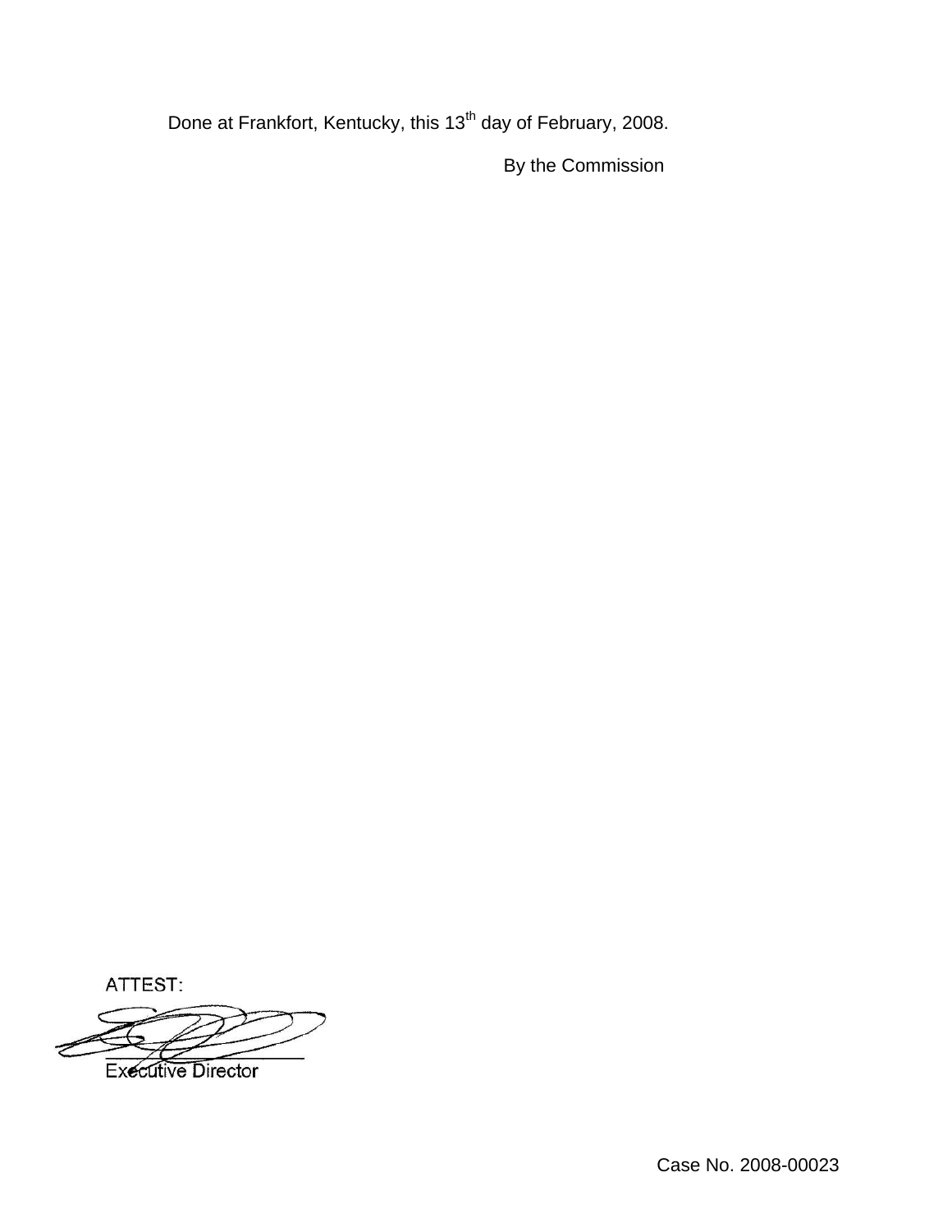Done at Frankfort, Kentucky, this 13th day of February, 2008.

By the Commission

ATTEST:

Executive Director

Case No. 2008-00023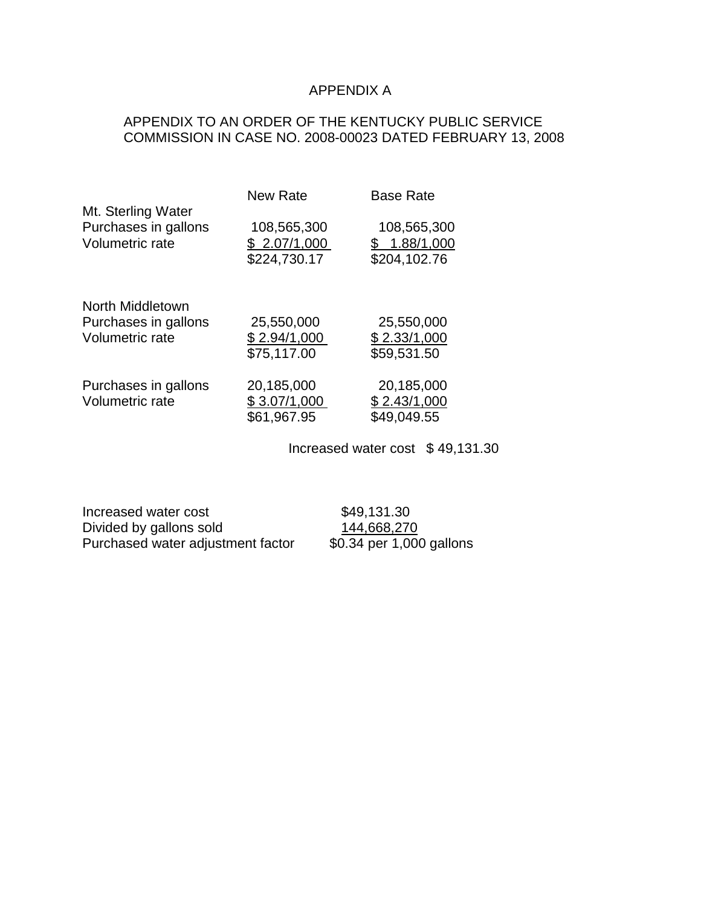# APPENDIX A

## APPENDIX TO AN ORDER OF THE KENTUCKY PUBLIC SERVICE COMMISSION IN CASE NO. 2008-00023 DATED FEBRUARY 13, 2008

| | New Rate | Base Rate |
|---|---|---|
| Mt. Sterling Water | | |
| Purchases in gallons | 108,565,300 | 108,565,300 |
| Volumetric rate | $ 2.07/1,000 | $ 1.88/1,000 |
| | $224,730.17 | $204,102.76 |
| | | |
| North Middletown | | |
| Purchases in gallons | 25,550,000 | 25,550,000 |
| Volumetric rate | $ 2.94/1,000 | $ 2.33/1,000 |
| | $75,117.00 | $59,531.50 |
| | | |
| Purchases in gallons | 20,185,000 | 20,185,000 |
| Volumetric rate | $ 3.07/1,000 | $ 2.43/1,000 |
| | $61,967.95 | $49,049.55 |

Increased water cost $ 49,131.30

| | |
|---|---|
| Increased water cost | $49,131.30 |
| Divided by gallons sold | 144,668,270 |
| Purchased water adjustment factor | $0.34 per 1,000 gallons |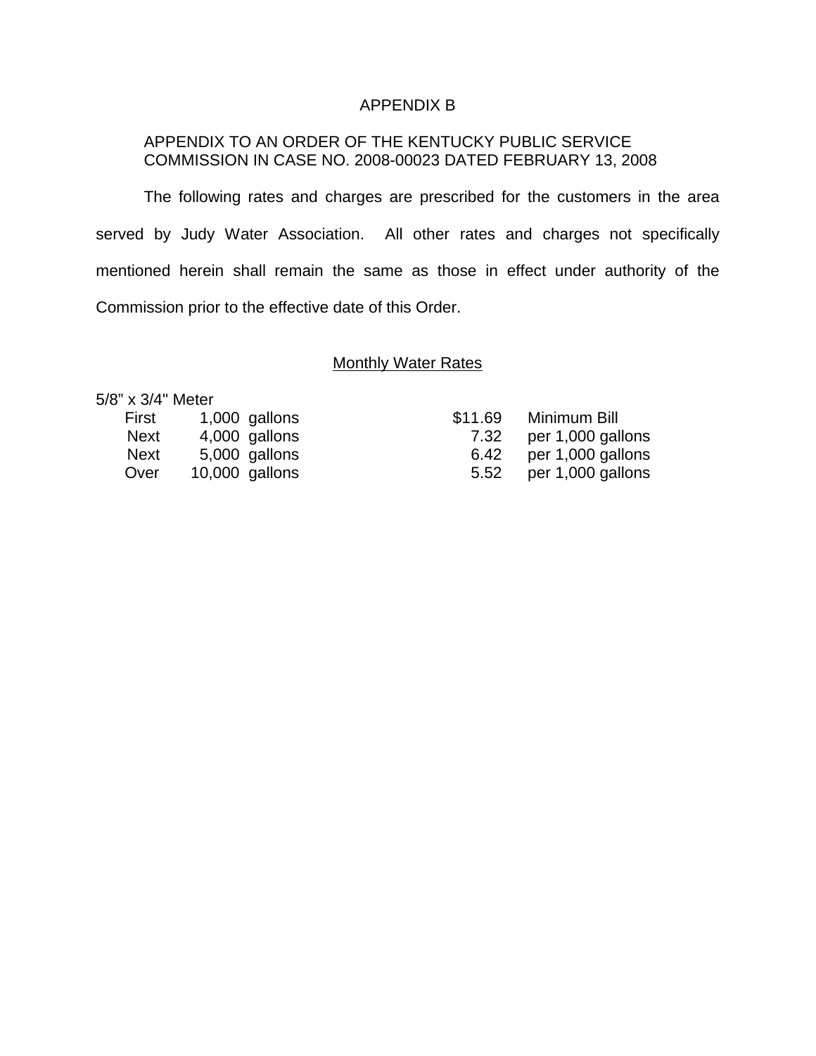# APPENDIX B

APPENDIX TO AN ORDER OF THE KENTUCKY PUBLIC SERVICE COMMISSION IN CASE NO. 2008-00023 DATED FEBRUARY 13, 2008

The following rates and charges are prescribed for the customers in the area served by Judy Water Association. All other rates and charges not specifically mentioned herein shall remain the same as those in effect under authority of the Commission prior to the effective date of this Order.

## Monthly Water Rates

5/8" x 3/4" Meter

| | | | |
|---|---|---|---|
| First | 1,000 gallons | $11.69 | Minimum Bill |
| Next | 4,000 gallons | 7.32 | per 1,000 gallons |
| Next | 5,000 gallons | 6.42 | per 1,000 gallons |
| Over | 10,000 gallons | 5.52 | per 1,000 gallons |